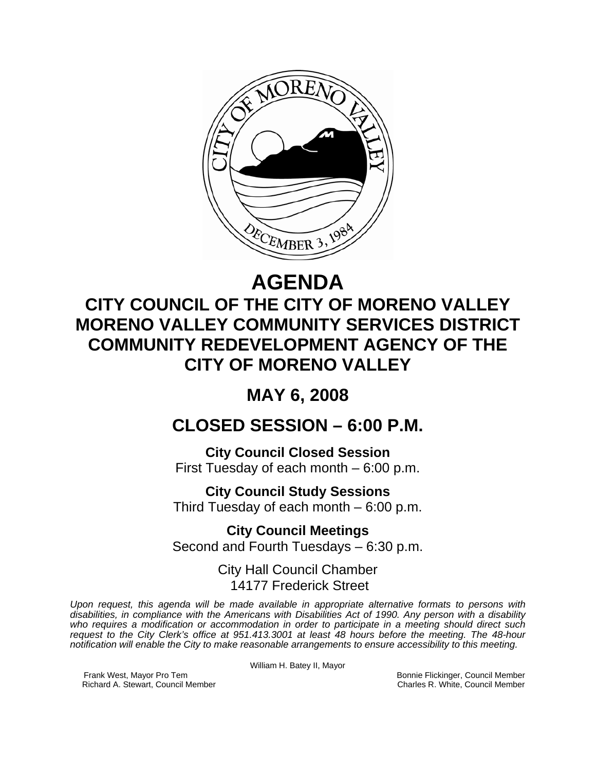# AGENDA

## CITY COUNCIL OF THE CITY OF MORENO VALLEY MORENO VALLEY COMMUNITY SERVICES DISTRICT COMMUNITY REDEVELOPMENT AGENCY OF THE CITY OF MORENO VALLEY

## MAY 6, 2008

## CLOSED SESSION – 6:00 P.M.

**City Council Closed Session**
First Tuesday of each month – 6:00 p.m.

**City Council Study Sessions**
Third Tuesday of each month – 6:00 p.m.

**City Council Meetings**
Second and Fourth Tuesdays – 6:30 p.m.

City Hall Council Chamber
14177 Frederick Street

*Upon request, this agenda will be made available in appropriate alternative formats to persons with disabilities, in compliance with the Americans with Disabilities Act of 1990. Any person with a disability who requires a modification or accommodation in order to participate in a meeting should direct such request to the City Clerk's office at 951.413.3001 at least 48 hours before the meeting. The 48-hour notification will enable the City to make reasonable arrangements to ensure accessibility to this meeting.*

William H. Batey II, Mayor

Frank West, Mayor Pro Tem
Richard A. Stewart, Council Member
Bonnie Flickinger, Council Member
Charles R. White, Council Member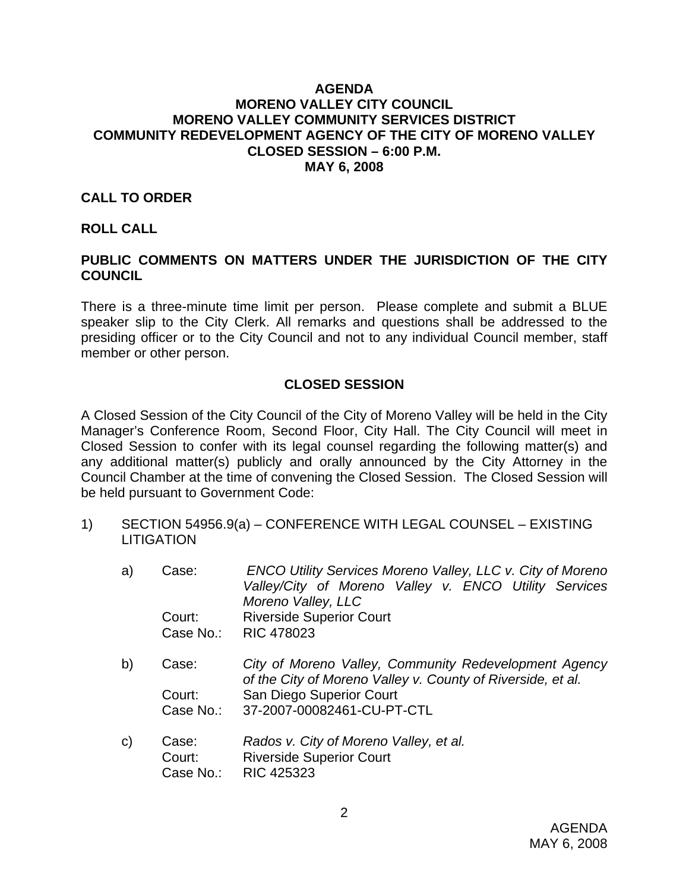**AGENDA**
**MORENO VALLEY CITY COUNCIL**
**MORENO VALLEY COMMUNITY SERVICES DISTRICT**
**COMMUNITY REDEVELOPMENT AGENCY OF THE CITY OF MORENO VALLEY**
**CLOSED SESSION – 6:00 P.M.**
**MAY 6, 2008**

**CALL TO ORDER**

**ROLL CALL**

**PUBLIC COMMENTS ON MATTERS UNDER THE JURISDICTION OF THE CITY COUNCIL**

There is a three-minute time limit per person. Please complete and submit a BLUE speaker slip to the City Clerk. All remarks and questions shall be addressed to the presiding officer or to the City Council and not to any individual Council member, staff member or other person.

**CLOSED SESSION**

A Closed Session of the City Council of the City of Moreno Valley will be held in the City Manager's Conference Room, Second Floor, City Hall. The City Council will meet in Closed Session to confer with its legal counsel regarding the following matter(s) and any additional matter(s) publicly and orally announced by the City Attorney in the Council Chamber at the time of convening the Closed Session. The Closed Session will be held pursuant to Government Code:

1) SECTION 54956.9(a) – CONFERENCE WITH LEGAL COUNSEL – EXISTING LITIGATION

   a) Case: *ENCO Utility Services Moreno Valley, LLC v. City of Moreno Valley/City of Moreno Valley v. ENCO Utility Services Moreno Valley, LLC*
      Court: Riverside Superior Court
      Case No.: RIC 478023

   b) Case: *City of Moreno Valley, Community Redevelopment Agency of the City of Moreno Valley v. County of Riverside, et al.*
      Court: San Diego Superior Court
      Case No.: 37-2007-00082461-CU-PT-CTL

   c) Case: *Rados v. City of Moreno Valley, et al.*
      Court: Riverside Superior Court
      Case No.: RIC 425323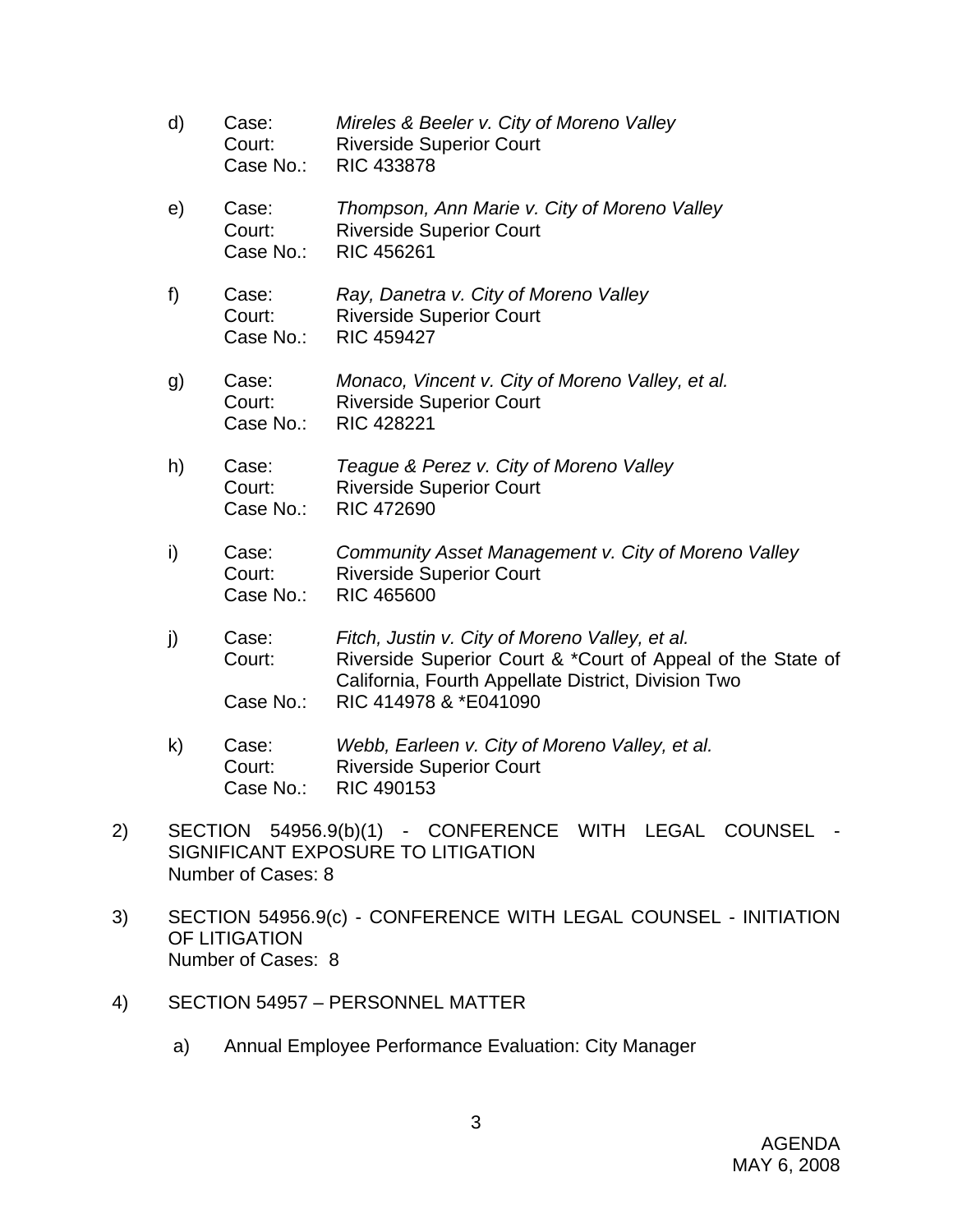d) Case: *Mireles & Beeler v. City of Moreno Valley*
   Court: Riverside Superior Court
   Case No.: RIC 433878

e) Case: *Thompson, Ann Marie v. City of Moreno Valley*
   Court: Riverside Superior Court
   Case No.: RIC 456261

f) Case: *Ray, Danetra v. City of Moreno Valley*
   Court: Riverside Superior Court
   Case No.: RIC 459427

g) Case: *Monaco, Vincent v. City of Moreno Valley, et al.*
   Court: Riverside Superior Court
   Case No.: RIC 428221

h) Case: *Teague & Perez v. City of Moreno Valley*
   Court: Riverside Superior Court
   Case No.: RIC 472690

i) Case: *Community Asset Management v. City of Moreno Valley*
   Court: Riverside Superior Court
   Case No.: RIC 465600

j) Case: *Fitch, Justin v. City of Moreno Valley, et al.*
   Court: Riverside Superior Court & *Court of Appeal of the State of California, Fourth Appellate District, Division Two
   Case No.: RIC 414978 & *E041090

k) Case: *Webb, Earleen v. City of Moreno Valley, et al.*
   Court: Riverside Superior Court
   Case No.: RIC 490153

2) SECTION 54956.9(b)(1) - CONFERENCE WITH LEGAL COUNSEL - SIGNIFICANT EXPOSURE TO LITIGATION
   Number of Cases: 8

3) SECTION 54956.9(c) - CONFERENCE WITH LEGAL COUNSEL - INITIATION OF LITIGATION
   Number of Cases: 8

4) SECTION 54957 – PERSONNEL MATTER

   a) Annual Employee Performance Evaluation: City Manager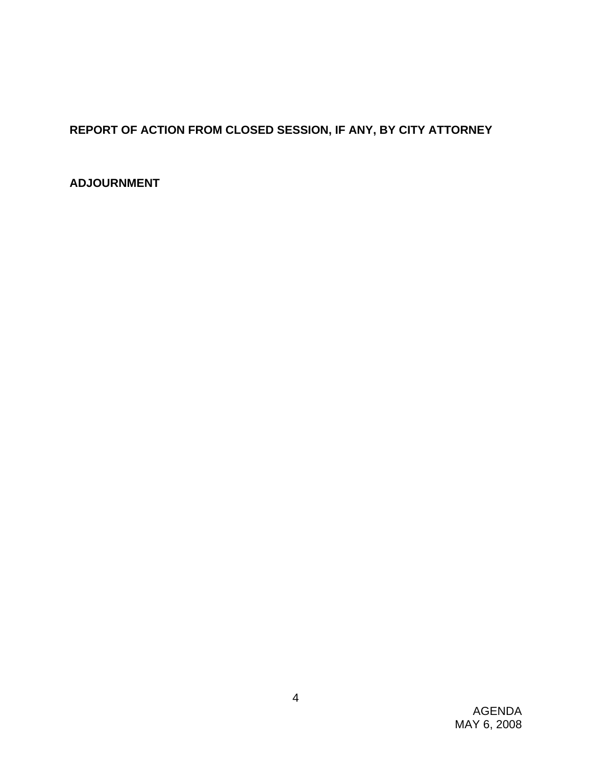**REPORT OF ACTION FROM CLOSED SESSION, IF ANY, BY CITY ATTORNEY**

**ADJOURNMENT**